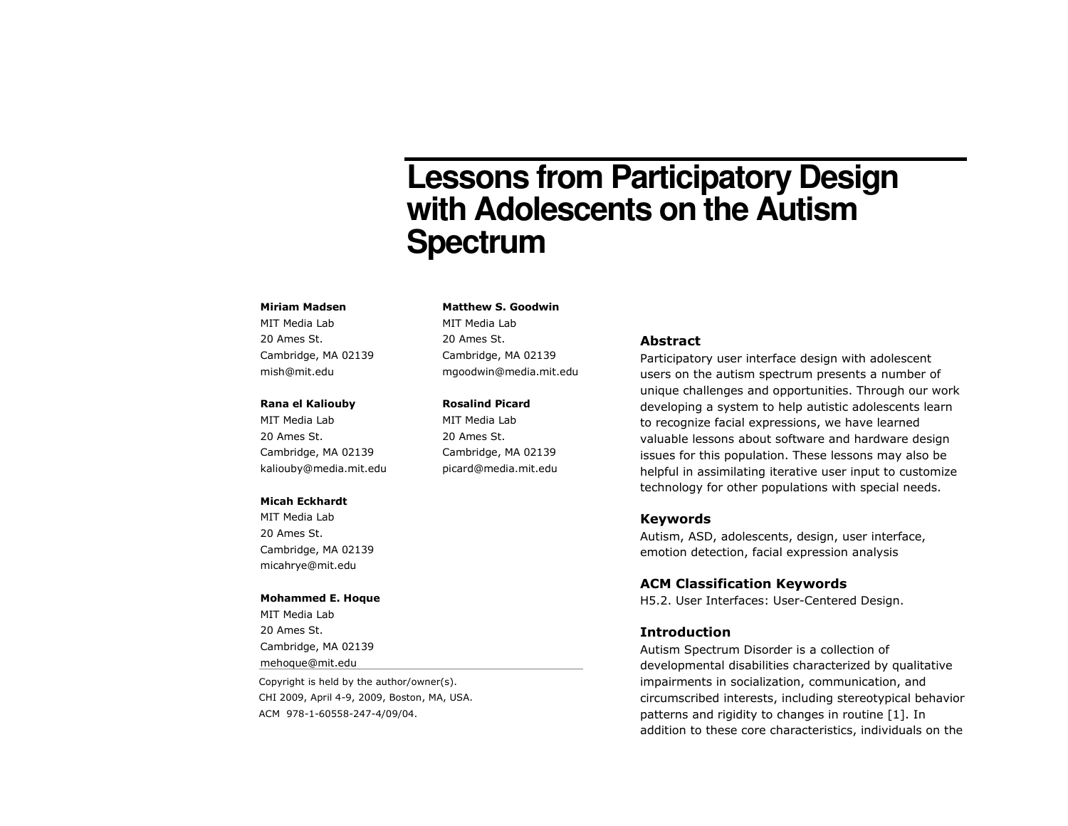# Lessons from Participatory Design with Adolescents on the Autism Spectrum

**Miriam Madsen**
MIT Media Lab
20 Ames St.
Cambridge, MA 02139
mish@mit.edu

**Rana el Kaliouby**
MIT Media Lab
20 Ames St.
Cambridge, MA 02139
kaliouby@media.mit.edu

**Micah Eckhardt**
MIT Media Lab
20 Ames St.
Cambridge, MA 02139
micahrye@mit.edu

**Mohammed E. Hoque**
MIT Media Lab
20 Ames St.
Cambridge, MA 02139
mehoque@mit.edu

**Matthew S. Goodwin**
MIT Media Lab
20 Ames St.
Cambridge, MA 02139
mgoodwin@media.mit.edu

**Rosalind Picard**
MIT Media Lab
20 Ames St.
Cambridge, MA 02139
picard@media.mit.edu

Copyright is held by the author/owner(s).
CHI 2009, April 4-9, 2009, Boston, MA, USA.
ACM 978-1-60558-247-4/09/04.

## Abstract

Participatory user interface design with adolescent users on the autism spectrum presents a number of unique challenges and opportunities. Through our work developing a system to help autistic adolescents learn to recognize facial expressions, we have learned valuable lessons about software and hardware design issues for this population. These lessons may also be helpful in assimilating iterative user input to customize technology for other populations with special needs.

## Keywords

Autism, ASD, adolescents, design, user interface, emotion detection, facial expression analysis

## ACM Classification Keywords

H5.2. User Interfaces: User-Centered Design.

## Introduction

Autism Spectrum Disorder is a collection of developmental disabilities characterized by qualitative impairments in socialization, communication, and circumscribed interests, including stereotypical behavior patterns and rigidity to changes in routine [1]. In addition to these core characteristics, individuals on the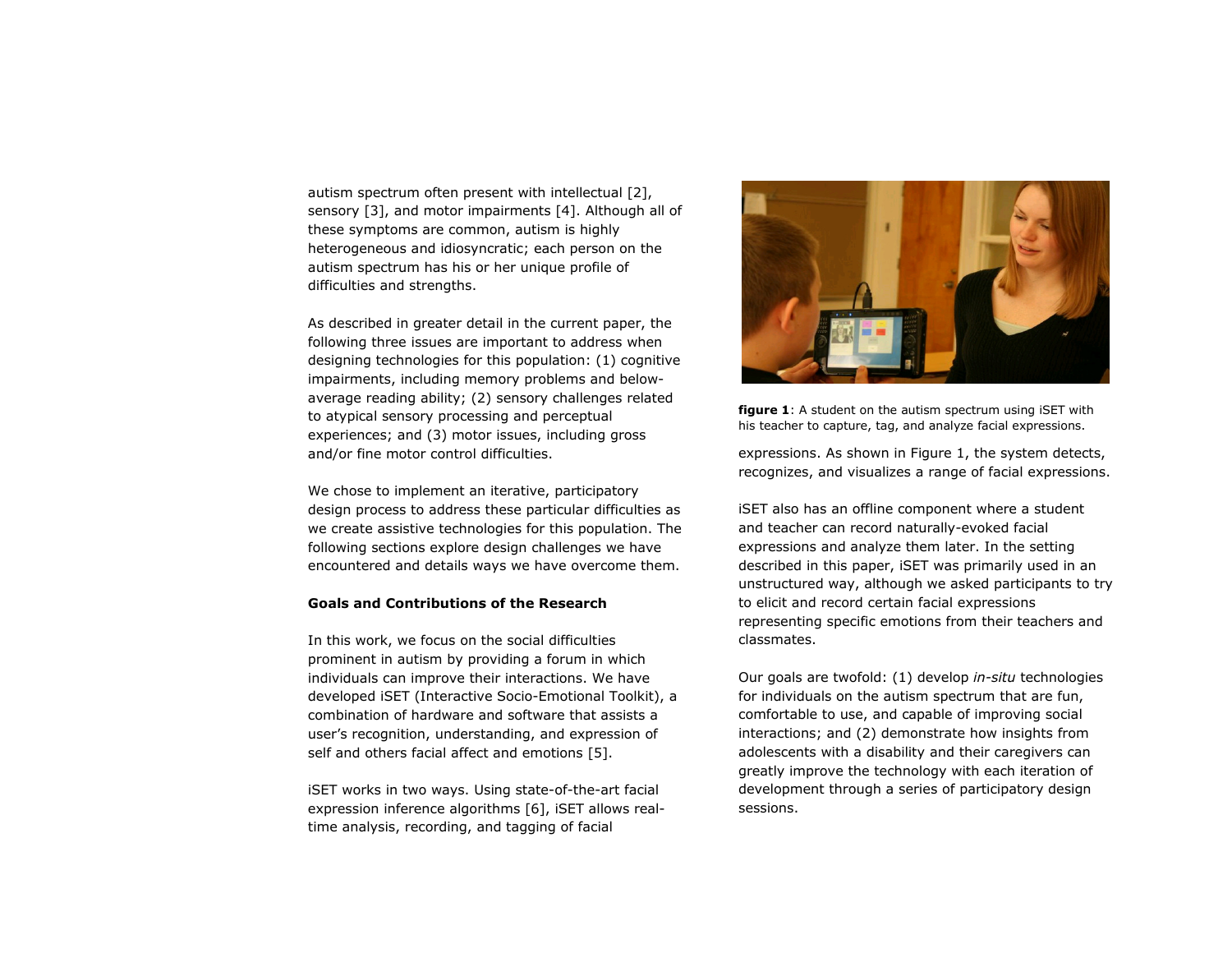autism spectrum often present with intellectual [2], sensory [3], and motor impairments [4]. Although all of these symptoms are common, autism is highly heterogeneous and idiosyncratic; each person on the autism spectrum has his or her unique profile of difficulties and strengths.

As described in greater detail in the current paper, the following three issues are important to address when designing technologies for this population: (1) cognitive impairments, including memory problems and below-average reading ability; (2) sensory challenges related to atypical sensory processing and perceptual experiences; and (3) motor issues, including gross and/or fine motor control difficulties.

We chose to implement an iterative, participatory design process to address these particular difficulties as we create assistive technologies for this population. The following sections explore design challenges we have encountered and details ways we have overcome them.

### Goals and Contributions of the Research

In this work, we focus on the social difficulties prominent in autism by providing a forum in which individuals can improve their interactions. We have developed iSET (Interactive Socio-Emotional Toolkit), a combination of hardware and software that assists a user's recognition, understanding, and expression of self and others facial affect and emotions [5].

iSET works in two ways. Using state-of-the-art facial expression inference algorithms [6], iSET allows real-time analysis, recording, and tagging of facial expressions. As shown in Figure 1, the system detects, recognizes, and visualizes a range of facial expressions.

**figure 1**: A student on the autism spectrum using iSET with his teacher to capture, tag, and analyze facial expressions.

iSET also has an offline component where a student and teacher can record naturally-evoked facial expressions and analyze them later. In the setting described in this paper, iSET was primarily used in an unstructured way, although we asked participants to try to elicit and record certain facial expressions representing specific emotions from their teachers and classmates.

Our goals are twofold: (1) develop *in-situ* technologies for individuals on the autism spectrum that are fun, comfortable to use, and capable of improving social interactions; and (2) demonstrate how insights from adolescents with a disability and their caregivers can greatly improve the technology with each iteration of development through a series of participatory design sessions.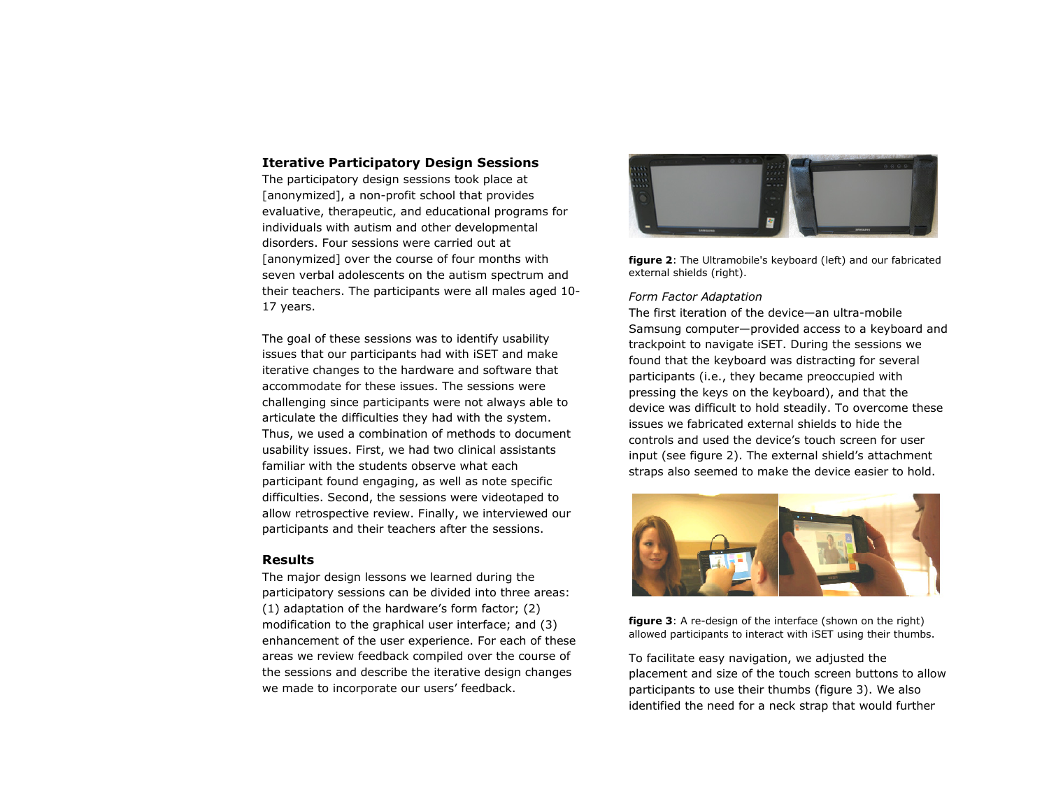## Iterative Participatory Design Sessions

The participatory design sessions took place at [anonymized], a non-profit school that provides evaluative, therapeutic, and educational programs for individuals with autism and other developmental disorders. Four sessions were carried out at [anonymized] over the course of four months with seven verbal adolescents on the autism spectrum and their teachers. The participants were all males aged 10-17 years.

The goal of these sessions was to identify usability issues that our participants had with iSET and make iterative changes to the hardware and software that accommodate for these issues. The sessions were challenging since participants were not always able to articulate the difficulties they had with the system. Thus, we used a combination of methods to document usability issues. First, we had two clinical assistants familiar with the students observe what each participant found engaging, as well as note specific difficulties. Second, the sessions were videotaped to allow retrospective review. Finally, we interviewed our participants and their teachers after the sessions.

## Results

The major design lessons we learned during the participatory sessions can be divided into three areas: (1) adaptation of the hardware's form factor; (2) modification to the graphical user interface; and (3) enhancement of the user experience. For each of these areas we review feedback compiled over the course of the sessions and describe the iterative design changes we made to incorporate our users' feedback.

**figure 2**: The Ultramobile's keyboard (left) and our fabricated external shields (right).

*Form Factor Adaptation*

The first iteration of the device—an ultra-mobile Samsung computer—provided access to a keyboard and trackpoint to navigate iSET. During the sessions we found that the keyboard was distracting for several participants (i.e., they became preoccupied with pressing the keys on the keyboard), and that the device was difficult to hold steadily. To overcome these issues we fabricated external shields to hide the controls and used the device's touch screen for user input (see figure 2). The external shield's attachment straps also seemed to make the device easier to hold.

**figure 3**: A re-design of the interface (shown on the right) allowed participants to interact with iSET using their thumbs.

To facilitate easy navigation, we adjusted the placement and size of the touch screen buttons to allow participants to use their thumbs (figure 3). We also identified the need for a neck strap that would further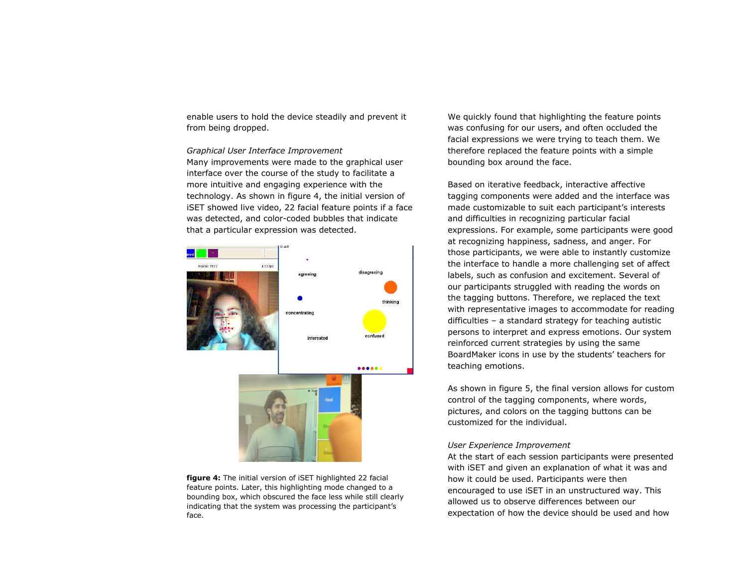enable users to hold the device steadily and prevent it from being dropped.

*Graphical User Interface Improvement*

Many improvements were made to the graphical user interface over the course of the study to facilitate a more intuitive and engaging experience with the technology. As shown in figure 4, the initial version of iSET showed live video, 22 facial feature points if a face was detected, and color-coded bubbles that indicate that a particular expression was detected.

**figure 4:** The initial version of iSET highlighted 22 facial feature points. Later, this highlighting mode changed to a bounding box, which obscured the face less while still clearly indicating that the system was processing the participant's face.

We quickly found that highlighting the feature points was confusing for our users, and often occluded the facial expressions we were trying to teach them. We therefore replaced the feature points with a simple bounding box around the face.

Based on iterative feedback, interactive affective tagging components were added and the interface was made customizable to suit each participant's interests and difficulties in recognizing particular facial expressions. For example, some participants were good at recognizing happiness, sadness, and anger. For those participants, we were able to instantly customize the interface to handle a more challenging set of affect labels, such as confusion and excitement. Several of our participants struggled with reading the words on the tagging buttons. Therefore, we replaced the text with representative images to accommodate for reading difficulties – a standard strategy for teaching autistic persons to interpret and express emotions. Our system reinforced current strategies by using the same BoardMaker icons in use by the students' teachers for teaching emotions.

As shown in figure 5, the final version allows for custom control of the tagging components, where words, pictures, and colors on the tagging buttons can be customized for the individual.

*User Experience Improvement*

At the start of each session participants were presented with iSET and given an explanation of what it was and how it could be used. Participants were then encouraged to use iSET in an unstructured way. This allowed us to observe differences between our expectation of how the device should be used and how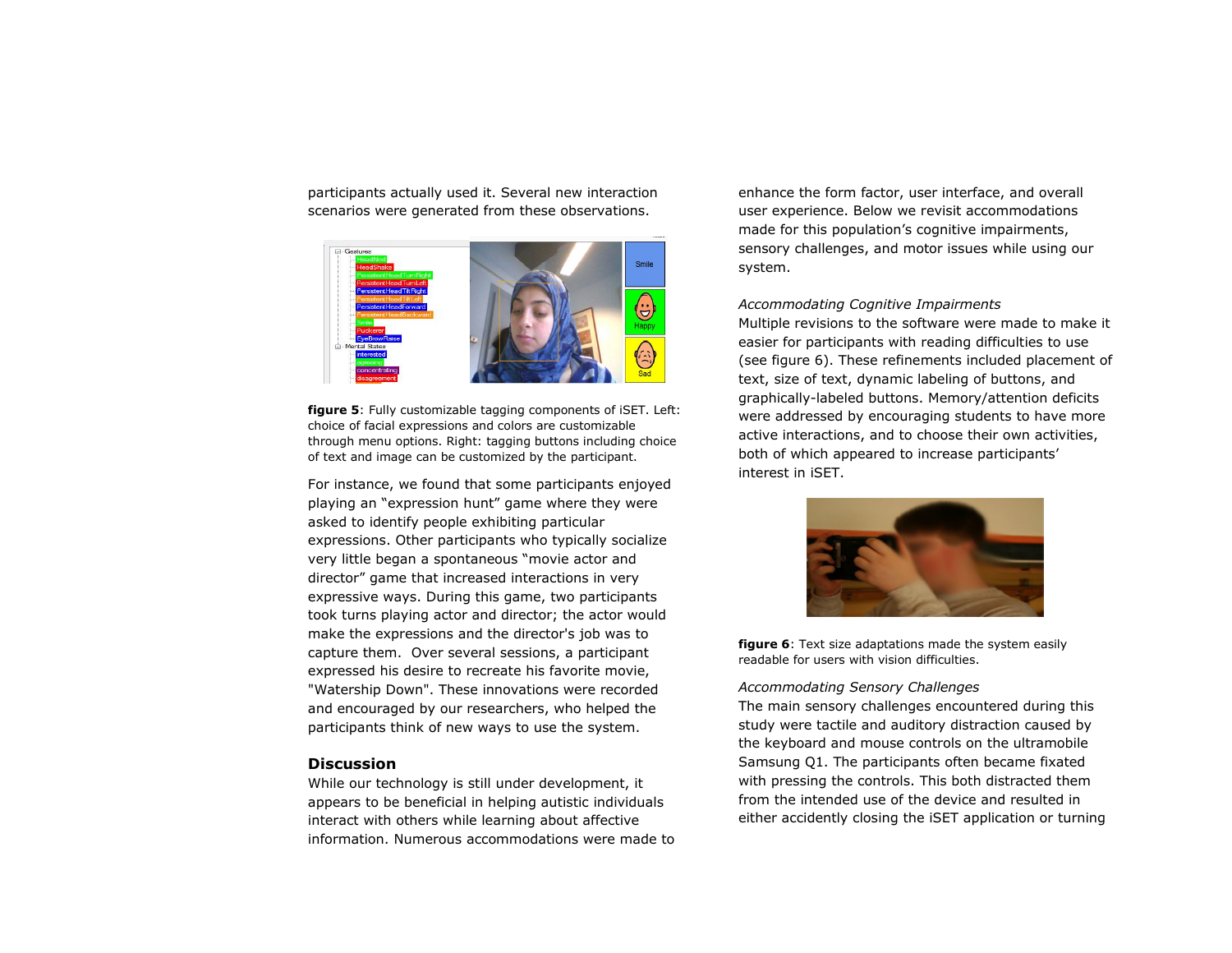participants actually used it. Several new interaction scenarios were generated from these observations.

**figure 5**: Fully customizable tagging components of iSET. Left: choice of facial expressions and colors are customizable through menu options. Right: tagging buttons including choice of text and image can be customized by the participant.

For instance, we found that some participants enjoyed playing an "expression hunt" game where they were asked to identify people exhibiting particular expressions. Other participants who typically socialize very little began a spontaneous "movie actor and director" game that increased interactions in very expressive ways. During this game, two participants took turns playing actor and director; the actor would make the expressions and the director's job was to capture them. Over several sessions, a participant expressed his desire to recreate his favorite movie, "Watership Down". These innovations were recorded and encouraged by our researchers, who helped the participants think of new ways to use the system.

## Discussion

While our technology is still under development, it appears to be beneficial in helping autistic individuals interact with others while learning about affective information. Numerous accommodations were made to enhance the form factor, user interface, and overall user experience. Below we revisit accommodations made for this population's cognitive impairments, sensory challenges, and motor issues while using our system.

*Accommodating Cognitive Impairments*

Multiple revisions to the software were made to make it easier for participants with reading difficulties to use (see figure 6). These refinements included placement of text, size of text, dynamic labeling of buttons, and graphically-labeled buttons. Memory/attention deficits were addressed by encouraging students to have more active interactions, and to choose their own activities, both of which appeared to increase participants' interest in iSET.

**figure 6**: Text size adaptations made the system easily readable for users with vision difficulties.

*Accommodating Sensory Challenges*

The main sensory challenges encountered during this study were tactile and auditory distraction caused by the keyboard and mouse controls on the ultramobile Samsung Q1. The participants often became fixated with pressing the controls. This both distracted them from the intended use of the device and resulted in either accidently closing the iSET application or turning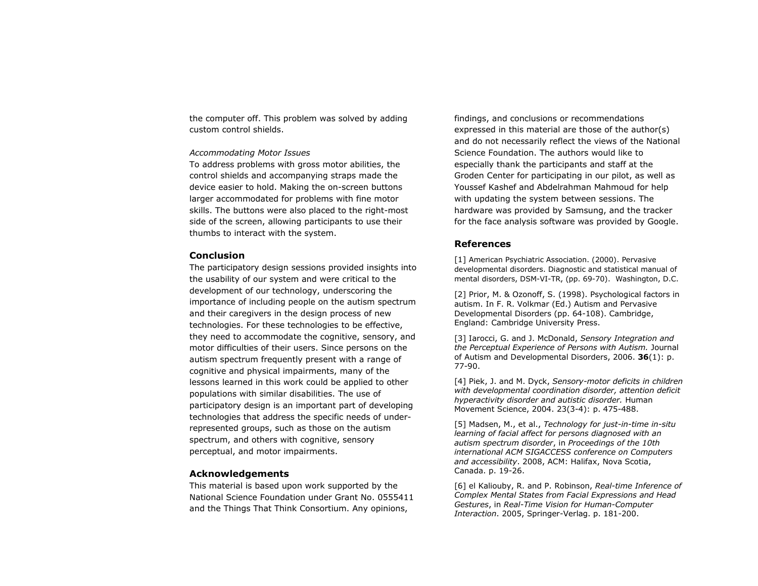the computer off. This problem was solved by adding custom control shields.

*Accommodating Motor Issues*

To address problems with gross motor abilities, the control shields and accompanying straps made the device easier to hold. Making the on-screen buttons larger accommodated for problems with fine motor skills. The buttons were also placed to the right-most side of the screen, allowing participants to use their thumbs to interact with the system.

## Conclusion

The participatory design sessions provided insights into the usability of our system and were critical to the development of our technology, underscoring the importance of including people on the autism spectrum and their caregivers in the design process of new technologies. For these technologies to be effective, they need to accommodate the cognitive, sensory, and motor difficulties of their users. Since persons on the autism spectrum frequently present with a range of cognitive and physical impairments, many of the lessons learned in this work could be applied to other populations with similar disabilities. The use of participatory design is an important part of developing technologies that address the specific needs of under-represented groups, such as those on the autism spectrum, and others with cognitive, sensory perceptual, and motor impairments.

## Acknowledgements

This material is based upon work supported by the National Science Foundation under Grant No. 0555411 and the Things That Think Consortium. Any opinions, findings, and conclusions or recommendations expressed in this material are those of the author(s) and do not necessarily reflect the views of the National Science Foundation. The authors would like to especially thank the participants and staff at the Groden Center for participating in our pilot, as well as Youssef Kashef and Abdelrahman Mahmoud for help with updating the system between sessions. The hardware was provided by Samsung, and the tracker for the face analysis software was provided by Google.

## References

[1] American Psychiatric Association. (2000). Pervasive developmental disorders. Diagnostic and statistical manual of mental disorders, DSM-VI-TR, (pp. 69-70). Washington, D.C.

[2] Prior, M. & Ozonoff, S. (1998). Psychological factors in autism. In F. R. Volkmar (Ed.) Autism and Pervasive Developmental Disorders (pp. 64-108). Cambridge, England: Cambridge University Press.

[3] Iarocci, G. and J. McDonald, *Sensory Integration and the Perceptual Experience of Persons with Autism.* Journal of Autism and Developmental Disorders, 2006. **36**(1): p. 77-90.

[4] Piek, J. and M. Dyck, *Sensory-motor deficits in children with developmental coordination disorder, attention deficit hyperactivity disorder and autistic disorder.* Human Movement Science, 2004. 23(3-4): p. 475-488.

[5] Madsen, M., et al., *Technology for just-in-time in-situ learning of facial affect for persons diagnosed with an autism spectrum disorder*, in *Proceedings of the 10th international ACM SIGACCESS conference on Computers and accessibility*. 2008, ACM: Halifax, Nova Scotia, Canada. p. 19-26.

[6] el Kaliouby, R. and P. Robinson, *Real-time Inference of Complex Mental States from Facial Expressions and Head Gestures*, in *Real-Time Vision for Human-Computer Interaction*. 2005, Springer-Verlag. p. 181-200.